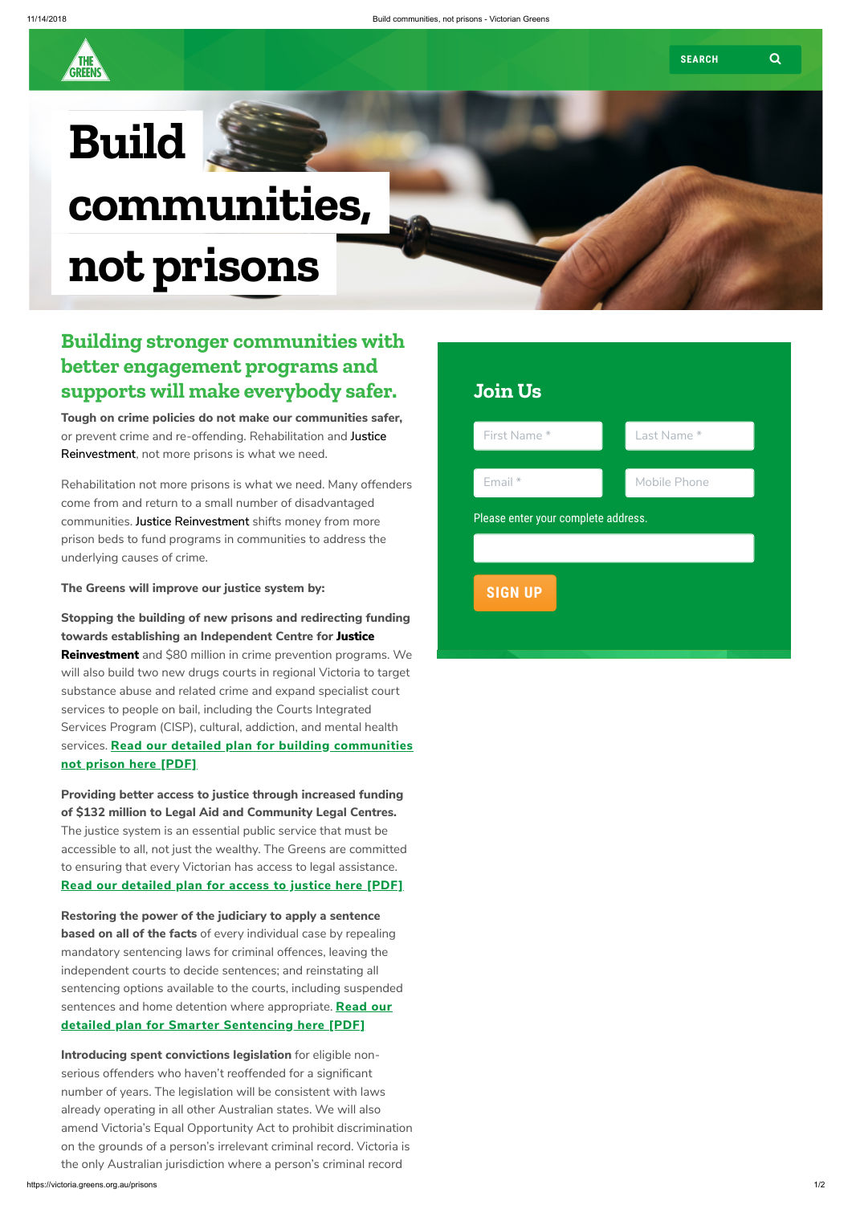# Build communities, not prisons

## Building stronger communities with better engagement programs and supports will make everybody safer.

**Tough on crime policies do not make our communities safer,** or prevent crime and re-offending. Rehabilitation and Justice Reinvestment, not more prisons is what we need.

Rehabilitation not more prisons is what we need. Many offenders come from and return to a small number of disadvantaged communities. Justice Reinvestment shifts money from more prison beds to fund programs in communities to address the underlying causes of crime.

**The Greens will improve our justice system by:**

**Stopping the building of new prisons and redirecting funding towards establishing an Independent Centre for Justice Reinvestment** and $80 million in crime prevention programs. We will also build two new drugs courts in regional Victoria to target substance abuse and related crime and expand specialist court services to people on bail, including the Courts Integrated Services Program (CISP), cultural, addiction, and mental health services. **Read our detailed plan for building communities not prison here [PDF]**

**Providing better access to justice through increased funding of $132 million to Legal Aid and Community Legal Centres.** The justice system is an essential public service that must be accessible to all, not just the wealthy. The Greens are committed to ensuring that every Victorian has access to legal assistance. **Read our detailed plan for access to justice here [PDF]**

**Restoring the power of the judiciary to apply a sentence based on all of the facts** of every individual case by repealing mandatory sentencing laws for criminal offences, leaving the independent courts to decide sentences; and reinstating all sentencing options available to the courts, including suspended sentences and home detention where appropriate. **Read our detailed plan for Smarter Sentencing here [PDF]**

**Introducing spent convictions legislation** for eligible non-serious offenders who haven't reoffended for a significant number of years. The legislation will be consistent with laws already operating in all other Australian states. We will also amend Victoria's Equal Opportunity Act to prohibit discrimination on the grounds of a person's irrelevant criminal record. Victoria is the only Australian jurisdiction where a person's criminal record

## Join Us

First Name *

Last Name *

Email *

Mobile Phone

Please enter your complete address.

SIGN UP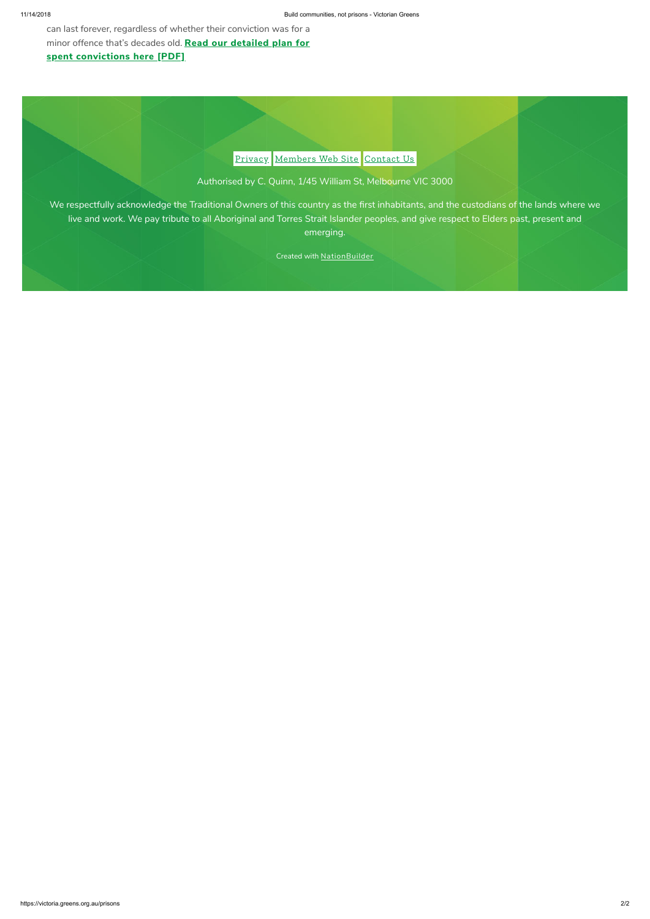can last forever, regardless of whether their conviction was for a minor offence that's decades old. **Read our detailed plan for spent convictions here [PDF]**

Privacy Members Web Site Contact Us

Authorised by C. Quinn, 1/45 William St, Melbourne VIC 3000

We respectfully acknowledge the Traditional Owners of this country as the first inhabitants, and the custodians of the lands where we live and work. We pay tribute to all Aboriginal and Torres Strait Islander peoples, and give respect to Elders past, present and emerging.

Created with NationBuilder